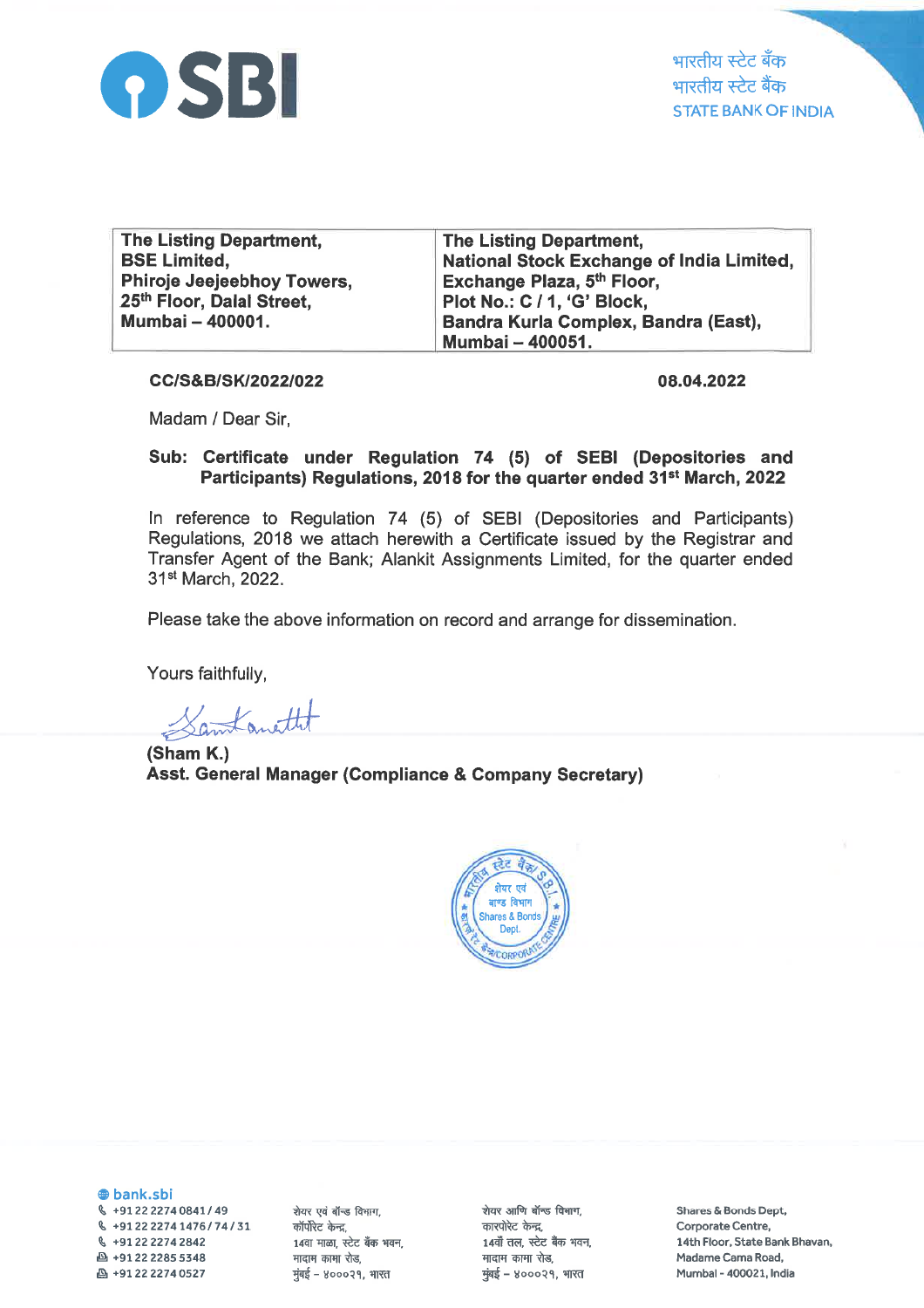SBI

भारतीय स्टेट बैंक
भारतीय स्टेट बैंक
STATE BANK OF INDIA

| The Listing Department, BSE Limited, Phiroje Jeejeebhoy Towers, 25th Floor, Dalal Street, Mumbai – 400001. | The Listing Department, National Stock Exchange of India Limited, Exchange Plaza, 5th Floor, Plot No.: C / 1, 'G' Block, Bandra Kurla Complex, Bandra (East), Mumbai – 400051. |
|---|---|

**CC/S&B/SK/2022/022** **08.04.2022**

Madam / Dear Sir,

**Sub: Certificate under Regulation 74 (5) of SEBI (Depositories and Participants) Regulations, 2018 for the quarter ended 31st March, 2022**

In reference to Regulation 74 (5) of SEBI (Depositories and Participants) Regulations, 2018 we attach herewith a Certificate issued by the Registrar and Transfer Agent of the Bank; Alankit Assignments Limited, for the quarter ended 31st March, 2022.

Please take the above information on record and arrange for dissemination.

Yours faithfully,

**(Sham K.)**
**Asst. General Manager (Compliance & Company Secretary)**

bank.sbi
+91 22 2274 0841 / 49
+91 22 2274 1476 / 74 / 31
+91 22 2274 2842
+91 22 2285 5348
+91 22 2274 0527

शेयर एवं बॉन्ड विभाग,
कॉर्पोरेट केन्द्र,
14वां माळा, स्टेट बैंक भवन,
मादाम कामा रोड,
मुंबई – ४०००२१, भारत

शेयर आणि बॉन्ड विभाग,
कारपोरेट केन्द्र,
14वाँ तल, स्टेट बैंक भवन,
मादाम कामा रोड,
मुंबई – ४०००२१, भारत

Shares & Bonds Dept,
Corporate Centre,
14th Floor, State Bank Bhavan,
Madame Cama Road,
Mumbai - 400021, India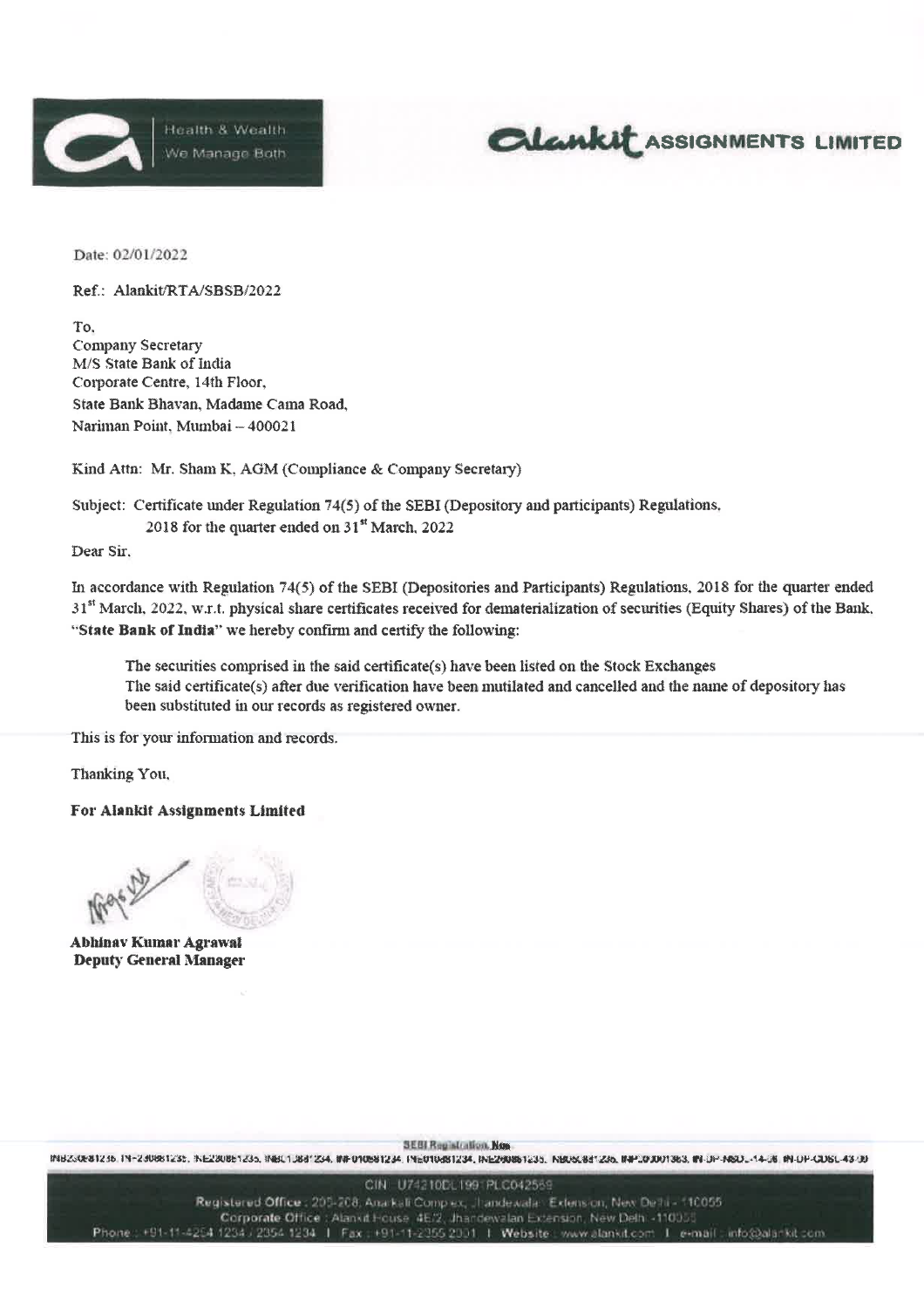Health & Wealth
We Manage Both

**Alankit ASSIGNMENTS LIMITED**

Date: 02/01/2022

Ref.: Alankit/RTA/SBSB/2022

To,
Company Secretary
M/S State Bank of India
Corporate Centre, 14th Floor,
State Bank Bhavan, Madame Cama Road,
Nariman Point, Mumbai – 400021

Kind Attn: Mr. Sham K, AGM (Compliance & Company Secretary)

Subject: Certificate under Regulation 74(5) of the SEBI (Depository and participants) Regulations, 2018 for the quarter ended on 31st March, 2022

Dear Sir,

In accordance with Regulation 74(5) of the SEBI (Depositories and Participants) Regulations, 2018 for the quarter ended 31st March, 2022, w.r.t. physical share certificates received for dematerialization of securities (Equity Shares) of the Bank, "**State Bank of India**" we hereby confirm and certify the following:

The securities comprised in the said certificate(s) have been listed on the Stock Exchanges
The said certificate(s) after due verification have been mutilated and cancelled and the name of depository has been substituted in our records as registered owner.

This is for your information and records.

Thanking You,

**For Alankit Assignments Limited**

**Abhinav Kumar Agrawal**
**Deputy General Manager**

SEBI Registration Nos

CIN: U74210DL1991PLC042569
Registered Office: 205-208, Anarkali Complex, Jhandewalan Extension, New Delhi - 110055
Corporate Office: Alankit House, 4E/2, Jhandewalan Extension, New Delhi - 110055
Phone: +91-11-4254 1234 / 2354 1234 | Fax: +91-11-2355 2001 | Website: www.alankit.com | e-mail: info@alankit.com